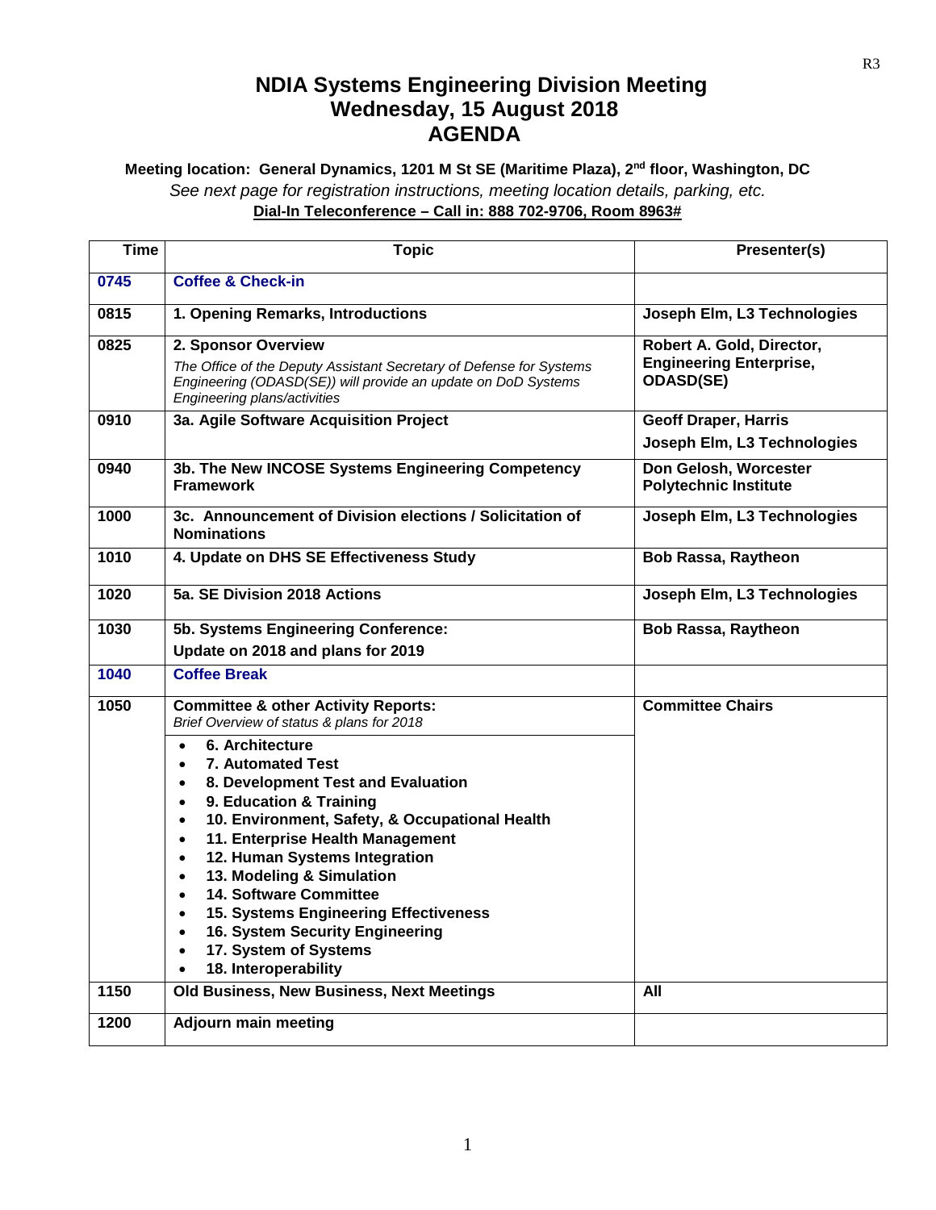# NDIA Systems Engineering Division Meeting
# Wednesday, 15 August 2018
# AGENDA

**Meeting location: General Dynamics, 1201 M St SE (Maritime Plaza), 2nd floor, Washington, DC**

*See next page for registration instructions, meeting location details, parking, etc.*

**Dial-In Teleconference – Call in: 888 702-9706, Room 8963#**

| Time | Topic | Presenter(s) |
|---|---|---|
| 0745 | **Coffee & Check-in** | |
| 0815 | **1. Opening Remarks, Introductions** | **Joseph Elm, L3 Technologies** |
| 0825 | **2. Sponsor Overview**<br>*The Office of the Deputy Assistant Secretary of Defense for Systems Engineering (ODASD(SE)) will provide an update on DoD Systems Engineering plans/activities* | **Robert A. Gold, Director, Engineering Enterprise, ODASD(SE)** |
| 0910 | **3a. Agile Software Acquisition Project** | **Geoff Draper, Harris**<br>**Joseph Elm, L3 Technologies** |
| 0940 | **3b. The New INCOSE Systems Engineering Competency Framework** | **Don Gelosh, Worcester Polytechnic Institute** |
| 1000 | **3c. Announcement of Division elections / Solicitation of Nominations** | **Joseph Elm, L3 Technologies** |
| 1010 | **4. Update on DHS SE Effectiveness Study** | **Bob Rassa, Raytheon** |
| 1020 | **5a. SE Division 2018 Actions** | **Joseph Elm, L3 Technologies** |
| 1030 | **5b. Systems Engineering Conference:**<br>**Update on 2018 and plans for 2019** | **Bob Rassa, Raytheon** |
| 1040 | **Coffee Break** | |
| 1050 | **Committee & other Activity Reports:**<br>*Brief Overview of status & plans for 2018*<br>• **6. Architecture**<br>• **7. Automated Test**<br>• **8. Development Test and Evaluation**<br>• **9. Education & Training**<br>• **10. Environment, Safety, & Occupational Health**<br>• **11. Enterprise Health Management**<br>• **12. Human Systems Integration**<br>• **13. Modeling & Simulation**<br>• **14. Software Committee**<br>• **15. Systems Engineering Effectiveness**<br>• **16. System Security Engineering**<br>• **17. System of Systems**<br>• **18. Interoperability** | **Committee Chairs** |
| 1150 | **Old Business, New Business, Next Meetings** | **All** |
| 1200 | **Adjourn main meeting** | |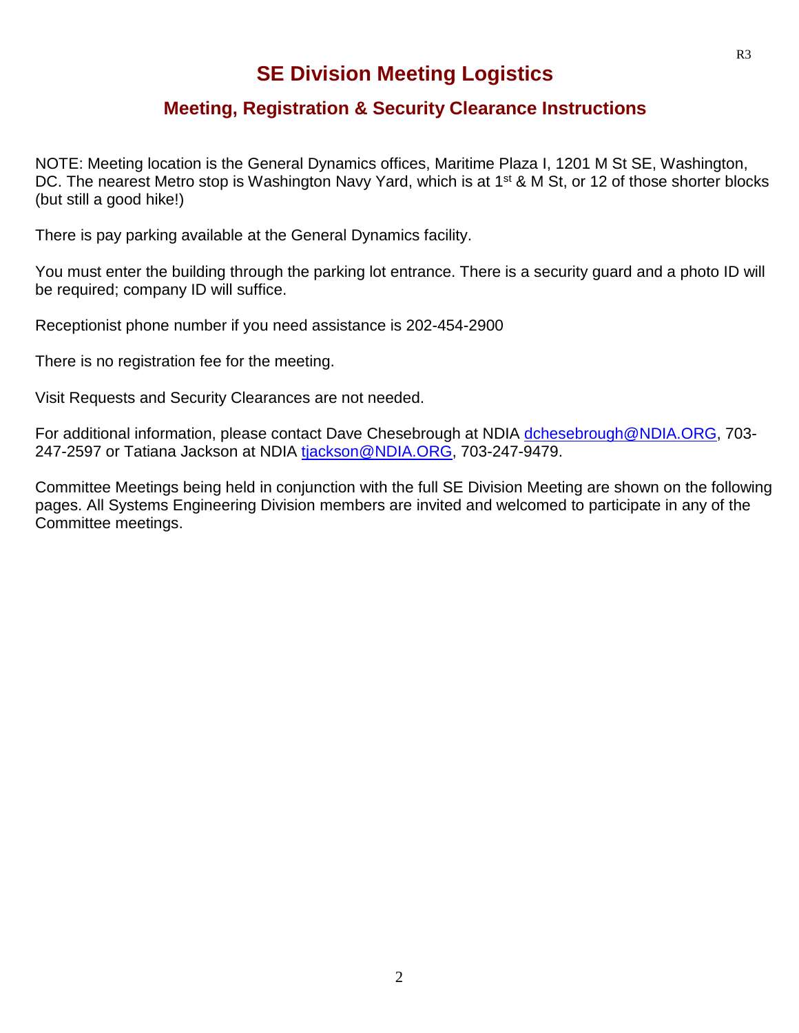# SE Division Meeting Logistics

## Meeting, Registration & Security Clearance Instructions

NOTE: Meeting location is the General Dynamics offices, Maritime Plaza I, 1201 M St SE, Washington, DC. The nearest Metro stop is Washington Navy Yard, which is at 1st & M St, or 12 of those shorter blocks (but still a good hike!)

There is pay parking available at the General Dynamics facility.

You must enter the building through the parking lot entrance. There is a security guard and a photo ID will be required; company ID will suffice.

Receptionist phone number if you need assistance is 202-454-2900

There is no registration fee for the meeting.

Visit Requests and Security Clearances are not needed.

For additional information, please contact Dave Chesebrough at NDIA dchesebrough@NDIA.ORG, 703-247-2597 or Tatiana Jackson at NDIA tjackson@NDIA.ORG, 703-247-9479.

Committee Meetings being held in conjunction with the full SE Division Meeting are shown on the following pages. All Systems Engineering Division members are invited and welcomed to participate in any of the Committee meetings.